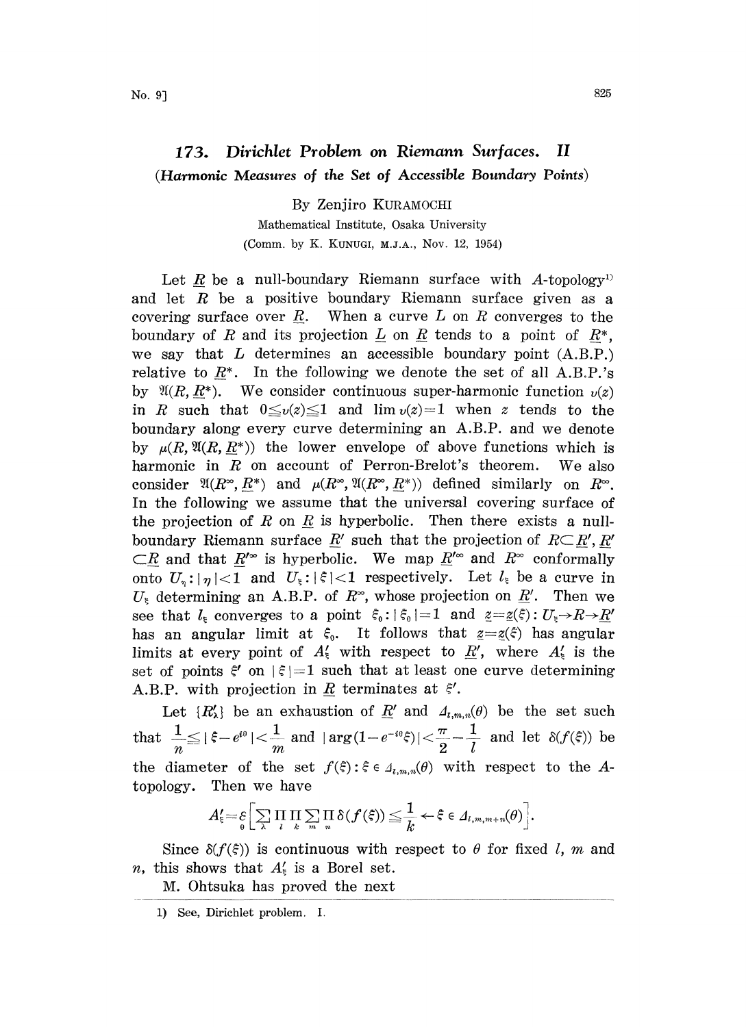# 173. Dirichlet Problem on Riemann Surfaces. II

## (Harmonic Measures of the Set of Accessible Boundary Points)

By Zenjiro KURAMOCHI

Mathematical Institute, Osaka University

(Comm. by K. KUNUGI, M.J.A., Nov. 12, 1954)

Let $\underline{R}$ be a null-boundary Riemann surface with $A$-topology[1] and let $R$ be a positive boundary Riemann surface given as a covering surface over $\underline{R}$. When a curve $L$ on $R$ converges to the boundary of $R$ and its projection $\underline{L}$ on $\underline{R}$ tends to a point of $\underline{R}^*$, we say that $L$ determines an accessible boundary point (A.B.P.) relative to $\underline{R}^*$. In the following we denote the set of all A.B.P.'s by $\mathfrak{A}(R, \underline{R}^*)$. We consider continuous super-harmonic function $v(z)$ in $R$ such that $0 \leqq v(z) \leqq 1$ and $\lim v(z) = 1$ when $z$ tends to the boundary along every curve determining an A.B.P. and we denote by $\mu(R, \mathfrak{A}(R, \underline{R}^*))$ the lower envelope of above functions which is harmonic in $R$ on account of Perron-Brelot's theorem. We also consider $\mathfrak{A}(R^\infty, \underline{R}^*)$ and $\mu(R^\infty, \mathfrak{A}(R^\infty, \underline{R}^*))$ defined similarly on $R^\infty$. In the following we assume that the universal covering surface of the projection of $R$ on $\underline{R}$ is hyperbolic. Then there exists a null-boundary Riemann surface $\underline{R}'$ such that the projection of $R \subset \underline{R}'$, $\underline{R}' \subset \underline{R}$ and that $\underline{R}'^\infty$ is hyperbolic. We map $\underline{R}'^\infty$ and $R^\infty$ conformally onto $U_\eta : |\eta| < 1$ and $U_\xi : |\xi| < 1$ respectively. Let $l_\xi$ be a curve in $U_\xi$ determining an A.B.P. of $R^\infty$, whose projection on $\underline{R}'$. Then we see that $l_\xi$ converges to a point $\xi_0 : |\xi_0| = 1$ and $\underline{z} = \underline{z}(\xi) : U_\xi \to R \to \underline{R}'$ has an angular limit at $\xi_0$. It follows that $\underline{z} = \underline{z}(\xi)$ has angular limits at every point of $A'_\xi$ with respect to $\underline{R}'$, where $A'_\xi$ is the set of points $\xi'$ on $|\xi| = 1$ such that at least one curve determining A.B.P. with projection in $\underline{R}$ terminates at $\xi'$.

Let $\{R'_\lambda\}$ be an exhaustion of $\underline{R}'$ and $\Delta_{l,m,n}(\theta)$ be the set such that $\frac{1}{n} \leqq |\xi - e^{i\theta}| < \frac{1}{m}$ and $|\arg(1 - e^{-i\theta}\xi)| < \frac{\pi}{2} - \frac{1}{l}$ and let $\delta(f(\xi))$ be the diameter of the set $f(\xi) : \xi \in \Delta_{l,m,n}(\theta)$ with respect to the $A$-topology. Then we have

$$A'_\xi = \mathop{\varepsilon}_{\theta}\Big[\sum_\lambda \prod_l \prod_k \sum_m \prod_n \delta(f(\xi)) \leqq \frac{1}{k} \leftarrow \xi \in \Delta_{l,m,m+n}(\theta)\Big].$$

Since $\delta(f(\xi))$ is continuous with respect to $\theta$ for fixed $l$, $m$ and $n$, this shows that $A'_\xi$ is a Borel set.

M. Ohtsuka has proved the next

---

1) See, Dirichlet problem. I.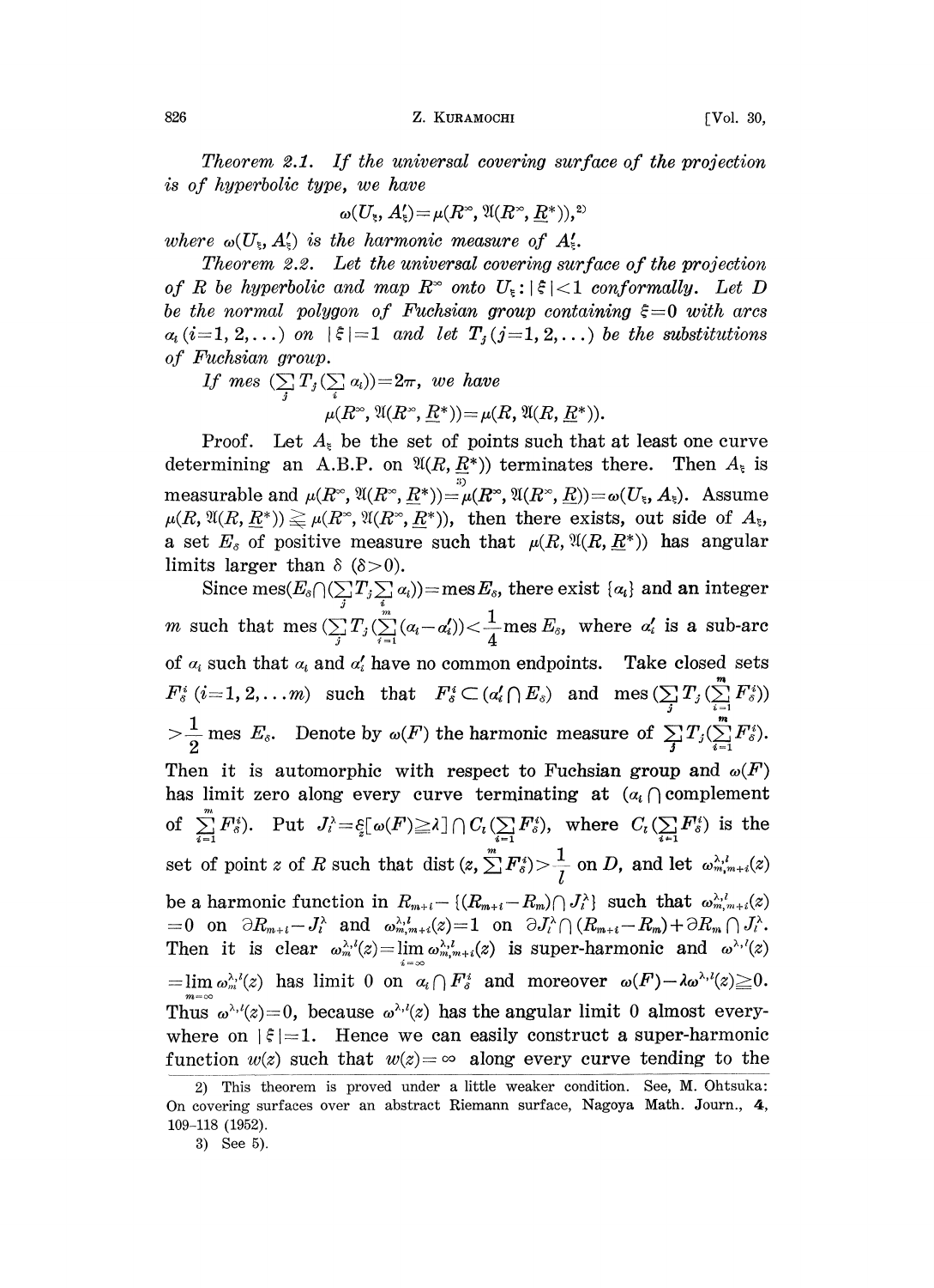*Theorem 2.1. If the universal covering surface of the projection is of hyperbolic type, we have*

$$\omega(U_\xi, A'_\xi) = \mu(R^\infty, \mathfrak{A}(R^\infty, \underline{R}^*)),^{2)}$$

*where $\omega(U_\xi, A'_\xi)$ is the harmonic measure of $A'_\xi$.*

*Theorem 2.2. Let the universal covering surface of the projection of $R$ be hyperbolic and map $R^\infty$ onto $U_\xi : |\xi| < 1$ conformally. Let $D$ be the normal polygon of Fuchsian group containing $\xi = 0$ with arcs $\alpha_i$ $(i = 1, 2, \ldots)$ on $|\xi| = 1$ and let $T_j$ $(j = 1, 2, \ldots)$ be the substitutions of Fuchsian group.*

*If mes $(\sum_j T_j(\sum_i \alpha_i)) = 2\pi$, we have*

$$\mu(R^\infty, \mathfrak{A}(R^\infty, \underline{R}^*)) = \mu(R, \mathfrak{A}(R, \underline{R}^*)).$$

Proof. Let $A_\xi$ be the set of points such that at least one curve determining an A.B.P. on $\mathfrak{A}(R, \underline{R}^*)$ terminates there. Then $A_\xi$ is measurable and $\mu(R^\infty, \mathfrak{A}(R^\infty, \underline{R}^*)) \overset{3)}{=} \mu(R^\infty, \mathfrak{A}(R^\infty, \underline{R})) = \omega(U_\xi, A_\xi)$. Assume $\mu(R, \mathfrak{A}(R, \underline{R}^*)) \gneqq \mu(R^\infty, \mathfrak{A}(R^\infty, \underline{R}^*))$, then there exists, out side of $A_\xi$, a set $E_\delta$ of positive measure such that $\mu(R, \mathfrak{A}(R, \underline{R}^*))$ has angular limits larger than $\delta$ $(\delta > 0)$.

Since $\mathrm{mes}(E_\delta \cap (\sum_j T_j \sum_i \alpha_i)) = \mathrm{mes}\, E_\delta$, there exist $\{\alpha_i\}$ and an integer $m$ such that $\mathrm{mes}\,(\sum_j T_j(\sum_{i=1}^m (\alpha_i - \alpha'_i)) < \frac{1}{4} \mathrm{mes}\, E_\delta$, where $\alpha'_i$ is a sub-arc of $\alpha_i$ such that $\alpha_i$ and $\alpha'_i$ have no common endpoints. Take closed sets $F^i_\delta$ $(i = 1, 2, \ldots m)$ such that $F^i_\delta \subset (\alpha'_i \cap E_\delta)$ and $\mathrm{mes}\,(\sum_j T_j(\sum_{i=1}^m F^i_\delta)) > \frac{1}{2} \mathrm{mes}\, E_\delta$. Denote by $\omega(F)$ the harmonic measure of $\sum_j T_j(\sum_{i=1}^m F^i_\delta)$. Then it is automorphic with respect to Fuchsian group and $\omega(F)$ has limit zero along every curve terminating at ($\alpha_i \cap$ complement of $\sum_{i=1}^m F^i_\delta$). Put $J^\lambda_l = \mathop{\varepsilon}_{z}[\omega(F) \geqq \lambda] \cap C_l(\sum_{i=1}^m F^i_\delta)$, where $C_l(\sum_{i=1} F^i_\delta)$ is the set of point $z$ of $R$ such that $\mathrm{dist}\,(z, \sum^m F^i_\delta) > \frac{1}{l}$ on $D$, and let $\omega^{\lambda,l}_{m,m+i}(z)$ be a harmonic function in $R_{m+i} - \{(R_{m+i} - R_m) \cap J^\lambda_l\}$ such that $\omega^{\lambda,l}_{m,m+i}(z) = 0$ on $\partial R_{m+i} - J^\lambda_l$ and $\omega^{\lambda,l}_{m,m+i}(z) = 1$ on $\partial J^\lambda_l \cap (R_{m+i} - R_m) + \partial R_m \cap J^\lambda_l$. Then it is clear $\omega^{\lambda,l}_m(z) = \lim_{i=\infty} \omega^{\lambda,l}_{m,m+i}(z)$ is super-harmonic and $\omega^{\lambda,l}(z) = \lim_{m=\infty} \omega^{\lambda,l}_m(z)$ has limit 0 on $\alpha_i \cap F^i_\delta$ and moreover $\omega(F) - \lambda \omega^{\lambda,l}(z) \geqq 0$. Thus $\omega^{\lambda,l}(z) = 0$, because $\omega^{\lambda,l}(z)$ has the angular limit 0 almost everywhere on $|\xi| = 1$. Hence we can easily construct a super-harmonic function $w(z)$ such that $w(z) = \infty$ along every curve tending to the

---

2) This theorem is proved under a little weaker condition. See, M. Ohtsuka: On covering surfaces over an abstract Riemann surface, Nagoya Math. Journ., **4**, 109–118 (1952).

3) See 5).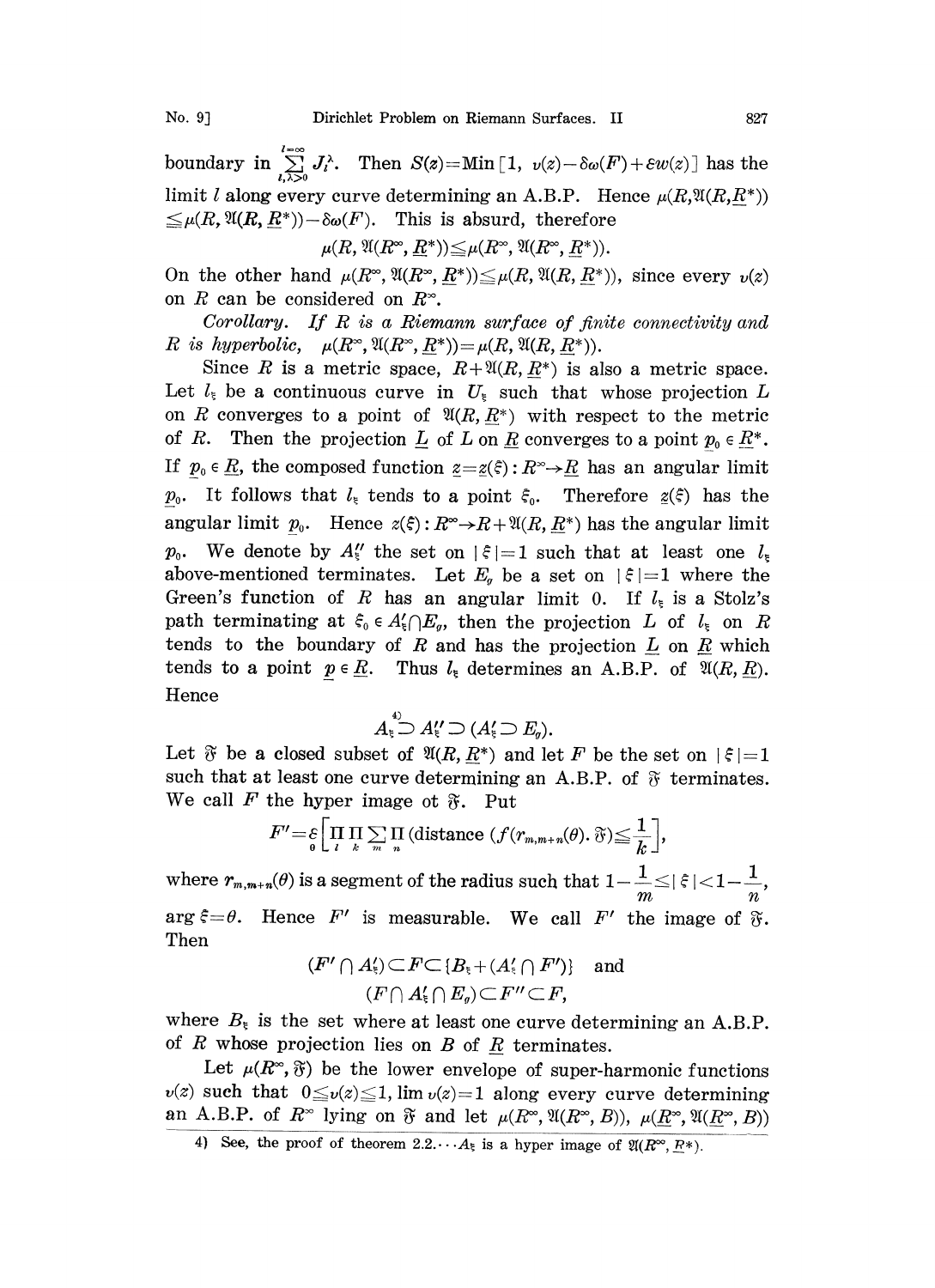boundary in $\sum_{l,\lambda>0}^{l=\infty} J_l^\lambda$. Then $S(z)=\text{Min}\,[1,\ v(z)-\delta\omega(F)+\varepsilon w(z)]$ has the limit $l$ along every curve determining an A.B.P. Hence $\mu(R,\mathfrak{A}(R,\underline{R}^*)) \leq \mu(R,\mathfrak{A}(R,\underline{R}^*))-\delta\omega(F)$. This is absurd, therefore

$$\mu(R,\mathfrak{A}(R^\infty,\underline{R}^*)) \leq \mu(R^\infty,\mathfrak{A}(R^\infty,\underline{R}^*)).$$

On the other hand $\mu(R^\infty,\mathfrak{A}(R^\infty,\underline{R}^*)) \leq \mu(R,\mathfrak{A}(R,\underline{R}^*))$, since every $v(z)$ on $R$ can be considered on $R^\infty$.

*Corollary. If $R$ is a Riemann surface of finite connectivity and $R$ is hyperbolic,* $\mu(R^\infty,\mathfrak{A}(R^\infty,\underline{R}^*))=\mu(R,\mathfrak{A}(R,\underline{R}^*))$.

Since $R$ is a metric space, $R+\mathfrak{A}(R,\underline{R}^*)$ is also a metric space. Let $l_\xi$ be a continuous curve in $U_\xi$ such that whose projection $L$ on $R$ converges to a point of $\mathfrak{A}(R,\underline{R}^*)$ with respect to the metric of $R$. Then the projection $\underline{L}$ of $L$ on $\underline{R}$ converges to a point $\underline{p}_0 \in \underline{R}^*$. If $\underline{p}_0 \in \underline{R}$, the composed function $\underline{z}=\underline{z}(\xi): R^\infty \to \underline{R}$ has an angular limit $\underline{p}_0$. It follows that $l_\xi$ tends to a point $\xi_0$. Therefore $\underline{z}(\xi)$ has the angular limit $\underline{p}_0$. Hence $z(\xi): R^\infty \to R+\mathfrak{A}(R,\underline{R}^*)$ has the angular limit $p_0$. We denote by $A_\xi''$ the set on $|\xi|=1$ such that at least one $l_\xi$ above-mentioned terminates. Let $E_g$ be a set on $|\xi|=1$ where the Green's function of $R$ has an angular limit 0. If $l_\xi$ is a Stolz's path terminating at $\xi_0 \in A_\xi' \cap E_g$, then the projection $L$ of $l_\xi$ on $R$ tends to the boundary of $R$ and has the projection $\underline{L}$ on $\underline{R}$ which tends to a point $\underline{p} \in \underline{R}$. Thus $l_\xi$ determines an A.B.P. of $\mathfrak{A}(R,\underline{R})$. Hence

$$A_\xi \overset{4)}{\supset} A_\xi'' \supset (A_\xi' \supset E_g).$$

Let $\mathfrak{F}$ be a closed subset of $\mathfrak{A}(R,\underline{R}^*)$ and let $F$ be the set on $|\xi|=1$ such that at least one curve determining an A.B.P. of $\mathfrak{F}$ terminates. We call $F$ the hyper image ot $\mathfrak{F}$. Put

$$F'=\underset{\theta}{\varepsilon}\left[\prod_l \prod_k \sum_m \prod_n (\text{distance } (f(r_{m,m+n}(\theta).\ \mathfrak{F}) \leq \frac{1}{k}\right],$$

where $r_{m,m+n}(\theta)$ is a segment of the radius such that $1-\dfrac{1}{m} \leq |\xi| < 1-\dfrac{1}{n}$, $\arg \xi=\theta$. Hence $F'$ is measurable. We call $F'$ the image of $\mathfrak{F}$. Then

$$(F' \cap A_\xi') \subset F \subset \{B_\xi + (A_\xi' \cap F')\} \quad \text{and}$$
$$(F \cap A_\xi' \cap E_g) \subset F'' \subset F,$$

where $B_\xi$ is the set where at least one curve determining an A.B.P. of $R$ whose projection lies on $B$ of $\underline{R}$ terminates.

Let $\mu(R^\infty,\mathfrak{F})$ be the lower envelope of super-harmonic functions $v(z)$ such that $0 \leq v(z) \leq 1$, $\lim v(z)=1$ along every curve determining an A.B.P. of $R^\infty$ lying on $\mathfrak{F}$ and let $\mu(R^\infty,\mathfrak{A}(R^\infty,B))$, $\mu(\underline{R}^\infty,\mathfrak{A}(\underline{R}^\infty,B))$

4) See, the proof of theorem 2.2.$\cdots A_\xi$ is a hyper image of $\mathfrak{A}(R^\infty,\underline{R}^*)$.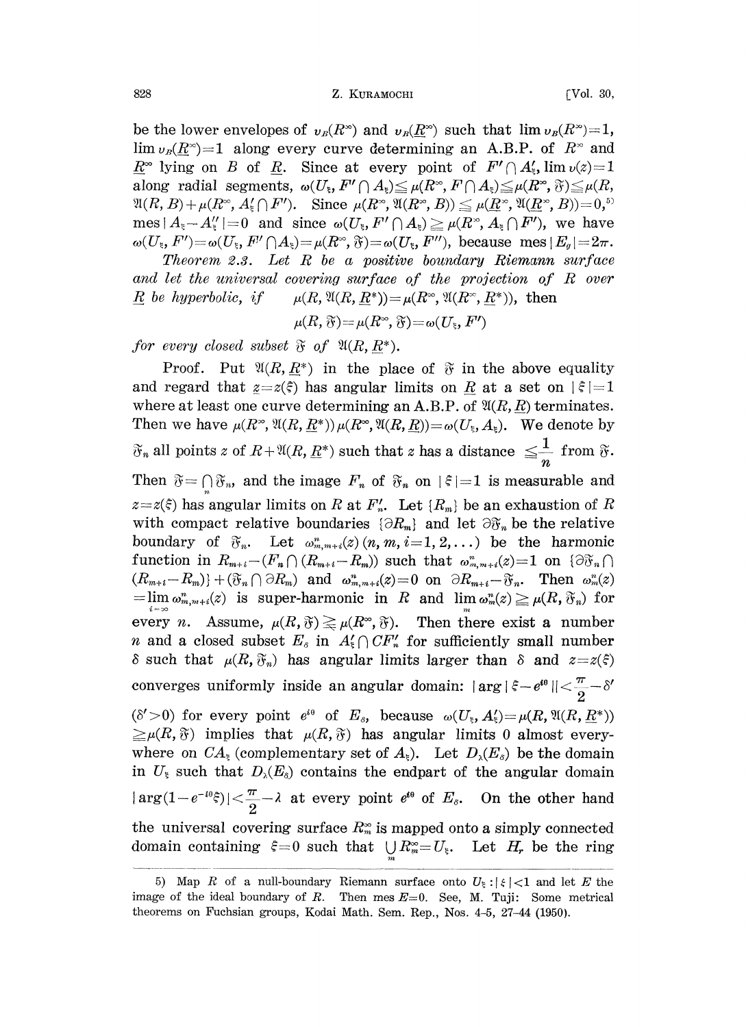be the lower envelopes of $v_B(R^\infty)$ and $v_B(\underline{R}^\infty)$ such that $\lim v_B(R^\infty)=1$, $\lim v_B(\underline{R}^\infty)=1$ along every curve determining an A.B.P. of $R^\infty$ and $\underline{R}^\infty$ lying on $B$ of $\underline{R}$. Since at every point of $F'\cap A'_\xi$, $\lim v(z)=1$ along radial segments, $\omega(U_\xi, F'\cap A_\xi)\leqq \mu(R^\infty, F\cap A_\xi)\leqq \mu(R^\infty, \mathfrak{F})\leqq \mu(R, \mathfrak{A}(R, B)+\mu(R^\infty, A'_\xi\cap F')$. Since $\mu(R^\infty, \mathfrak{A}(R^\infty, B))\leqq \mu(\underline{R}^\infty, \mathfrak{A}(\underline{R}^\infty, B))=0$,[5] $\text{mes}\,|A_\xi - A''_\xi|=0$ and since $\omega(U_\xi, F'\cap A_\xi)\geqq \mu(R^\infty, A_\xi\cap F')$, we have $\omega(U_\xi, F')=\omega(U_\xi, F''\cap A_\xi)=\mu(R^\infty, \mathfrak{F})=\omega(U_\xi, F'')$, because $\text{mes}\,|E_g|=2\pi$.

*Theorem 2.3. Let $R$ be a positive boundary Riemann surface and let the universal covering surface of the projection of $R$ over $\underline{R}$ be hyperbolic, if* $\mu(R, \mathfrak{A}(R, \underline{R}^*))=\mu(R^\infty, \mathfrak{A}(R^\infty, \underline{R}^*))$, *then*

$$\mu(R, \mathfrak{F})=\mu(R^\infty, \mathfrak{F})=\omega(U_\xi, F')$$

*for every closed subset $\mathfrak{F}$ of $\mathfrak{A}(R, \underline{R}^*)$.*

Proof. Put $\mathfrak{A}(R, \underline{R}^*)$ in the place of $\mathfrak{F}$ in the above equality and regard that $z=z(\xi)$ has angular limits on $\underline{R}$ at a set on $|\xi|=1$ where at least one curve determining an A.B.P. of $\mathfrak{A}(R, \underline{R})$ terminates. Then we have $\mu(R^\infty, \mathfrak{A}(R, \underline{R}^*))\,\mu(R^\infty, \mathfrak{A}(R, \underline{R}))=\omega(U_\xi, A_\xi)$. We denote by $\mathfrak{F}_n$ all points $z$ of $R+\mathfrak{A}(R, \underline{R}^*)$ such that $z$ has a distance $\leqq\frac{1}{n}$ from $\mathfrak{F}$. Then $\mathfrak{F}=\bigcap_n \mathfrak{F}_n$, and the image $F_n$ of $\mathfrak{F}_n$ on $|\xi|=1$ is measurable and $z=z(\xi)$ has angular limits on $R$ at $F'_n$. Let $\{R_m\}$ be an exhaustion of $R$ with compact relative boundaries $\{\partial R_m\}$ and let $\partial\mathfrak{F}_n$ be the relative boundary of $\mathfrak{F}_n$. Let $\omega^n_{m,m+i}(z)$ $(n, m, i=1, 2, \dots)$ be the harmonic function in $R_{m+i}-(F_n\cap(R_{m+i}-R_m))$ such that $\omega^n_{m,m+i}(z)=1$ on $\{\partial\mathfrak{F}_n\cap(R_{m+i}-R_m)\}+(\mathfrak{F}_n\cap\partial R_m)$ and $\omega^n_{m,m+i}(z)=0$ on $\partial R_{m+i}-\mathfrak{F}_n$. Then $\omega^n_m(z)=\lim_{i=\infty}\omega^n_{m,m+i}(z)$ is super-harmonic in $R$ and $\lim_m \omega^n_m(z)\geqq\mu(R, \mathfrak{F}_n)$ for every $n$. Assume, $\mu(R, \mathfrak{F})\gtrless\mu(R^\infty, \mathfrak{F})$. Then there exist a number $n$ and a closed subset $E_\delta$ in $A'_\xi\cap CF'_n$ for sufficiently small number $\delta$ such that $\mu(R, \mathfrak{F}_n)$ has angular limits larger than $\delta$ and $z=z(\xi)$ converges uniformly inside an angular domain: $|\arg|\xi-e^{i\theta}||<\frac{\pi}{2}-\delta'$ $(\delta'>0)$ for every point $e^{i\theta}$ of $E_\delta$, because $\omega(U_\xi, A'_\xi)=\mu(R, \mathfrak{A}(R, \underline{R}^*))\geqq\mu(R, \mathfrak{F})$ implies that $\mu(R, \mathfrak{F})$ has angular limits 0 almost everywhere on $CA_\xi$ (complementary set of $A_\xi$). Let $D_\lambda(E_\delta)$ be the domain in $U_\xi$ such that $D_\lambda(E_\delta)$ contains the endpart of the angular domain $|\arg(1-e^{-i\theta}\xi)|<\frac{\pi}{2}-\lambda$ at every point $e^{i\theta}$ of $E_\delta$. On the other hand the universal covering surface $R^\infty_m$ is mapped onto a simply connected domain containing $\xi=0$ such that $\bigcup_m R^\infty_m=U_\xi$. Let $H_r$ be the ring

---

5) Map $R$ of a null-boundary Riemann surface onto $U_\xi:|\xi|<1$ and let $E$ the image of the ideal boundary of $R$. Then $\text{mes}\,E=0$. See, M. Tuji: Some metrical theorems on Fuchsian groups, Kodai Math. Sem. Rep., Nos. 4-5, 27-44 (1950).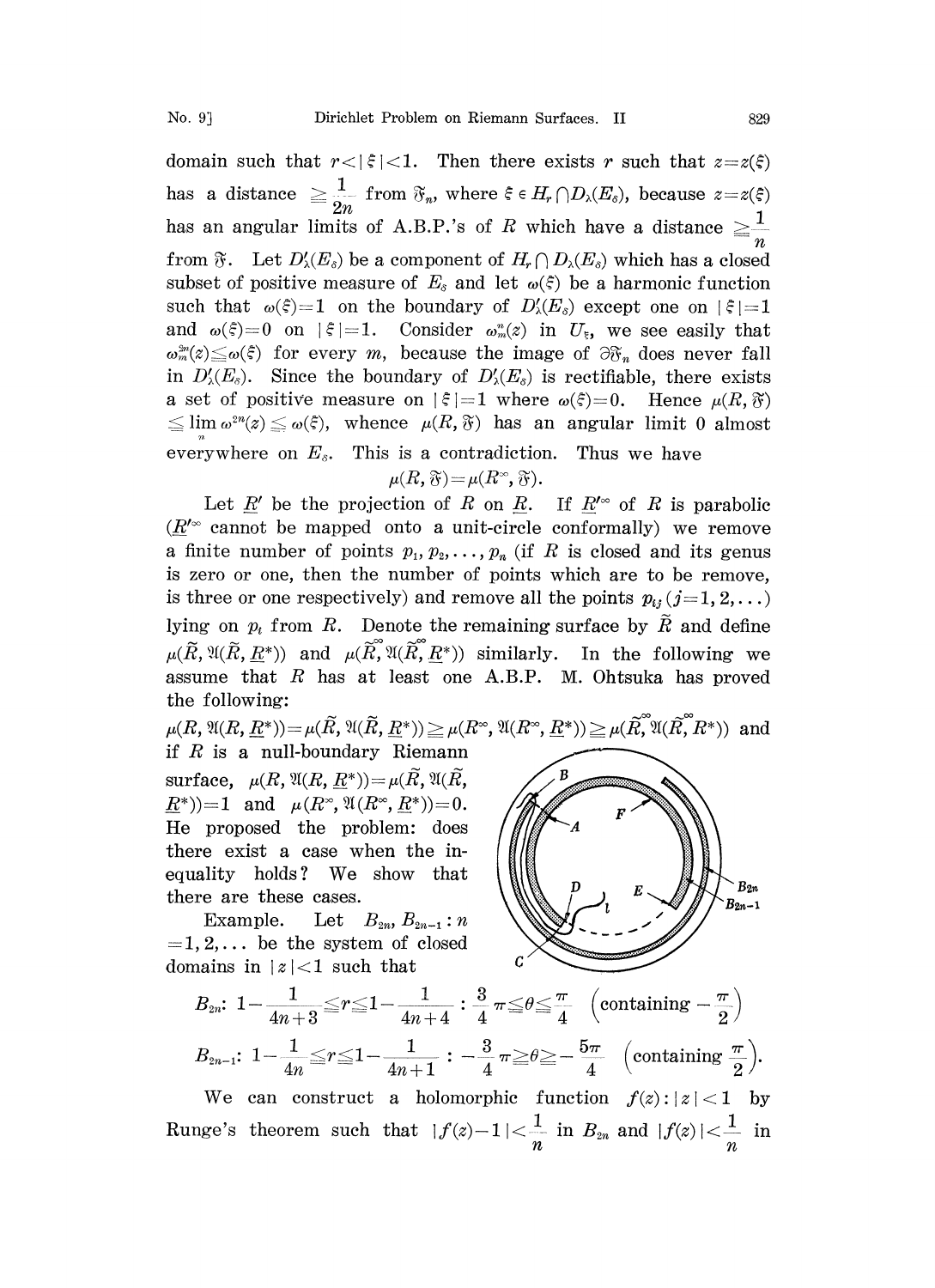domain such that $r<|\xi|<1$. Then there exists $r$ such that $z=z(\xi)$ has a distance $\geqq \frac{1}{2n}$ from $\mathfrak{F}_n$, where $\xi \in H_r \cap D_\lambda(E_\delta)$, because $z=z(\xi)$ has an angular limits of A.B.P.'s of $R$ which have a distance $\geqq \frac{1}{n}$ from $\mathfrak{F}$. Let $D'_\lambda(E_\delta)$ be a component of $H_r \cap D_\lambda(E_\delta)$ which has a closed subset of positive measure of $E_\delta$ and let $\omega(\xi)$ be a harmonic function such that $\omega(\xi)=1$ on the boundary of $D'_\lambda(E_\delta)$ except one on $|\xi|=1$ and $\omega(\xi)=0$ on $|\xi|=1$. Consider $\omega^n_m(z)$ in $U_\xi$, we see easily that $\omega^{2n}_m(z) \leqq \omega(\xi)$ for every $m$, because the image of $\partial\mathfrak{F}_n$ does never fall in $D'_\lambda(E_\delta)$. Since the boundary of $D'_\lambda(E_\delta)$ is rectifiable, there exists a set of positive measure on $|\xi|=1$ where $\omega(\xi)=0$. Hence $\mu(R, \mathfrak{F}) \leqq \lim_n \omega^{2n}(z) \leqq \omega(\xi)$, whence $\mu(R, \mathfrak{F})$ has an angular limit 0 almost everywhere on $E_\delta$. This is a contradiction. Thus we have

$$\mu(R, \mathfrak{F}) = \mu(R^\infty, \mathfrak{F}).$$

Let $\underline{R}'$ be the projection of $R$ on $\underline{R}$. If $\underline{R}'^\infty$ of $R$ is parabolic ($\underline{R}'^\infty$ cannot be mapped onto a unit-circle conformally) we remove a finite number of points $p_1, p_2, \dots, p_n$ (if $R$ is closed and its genus is zero or one, then the number of points which are to be remove, is three or one respectively) and remove all the points $p_{ij}$ $(j=1, 2, \dots)$ lying on $p_i$ from $R$. Denote the remaining surface by $\tilde{R}$ and define $\mu(\tilde{R}, \mathfrak{A}(\tilde{R}, \underline{R}^*))$ and $\mu(\tilde{R}^\infty, \mathfrak{A}(\tilde{R}^\infty, \underline{R}^*))$ similarly. In the following we assume that $R$ has at least one A.B.P. M. Ohtsuka has proved the following:

$\mu(R, \mathfrak{A}(R, \underline{R}^*)) = \mu(\tilde{R}, \mathfrak{A}(\tilde{R}, \underline{R}^*)) \geqq \mu(R^\infty, \mathfrak{A}(R^\infty, \underline{R}^*)) \geqq \mu(\tilde{R}^\infty, \mathfrak{A}(\tilde{R}^\infty, R^*))$ and if $R$ is a null-boundary Riemann surface, $\mu(R, \mathfrak{A}(R, \underline{R}^*)) = \mu(\tilde{R}, \mathfrak{A}(\tilde{R}, \underline{R}^*)) = 1$ and $\mu(R^\infty, \mathfrak{A}(R^\infty, \underline{R}^*)) = 0$. He proposed the problem: does there exist a case when the inequality holds? We show that there are these cases.

Example. Let $B_{2n}, B_{2n-1}: n = 1, 2, \dots$ be the system of closed domains in $|z|<1$ such that

$$B_{2n}:\ 1-\frac{1}{4n+3} \leqq r \leqq 1-\frac{1}{4n+4} : \frac{3}{4}\pi \geqq \theta \geqq \frac{\pi}{4} \quad \left(\text{containing } -\frac{\pi}{2}\right)$$

$$B_{2n-1}:\ 1-\frac{1}{4n} \leqq r \leqq 1-\frac{1}{4n+1} : -\frac{3}{4}\pi \geqq \theta \geqq -\frac{5\pi}{4} \quad \left(\text{containing } \frac{\pi}{2}\right).$$

We can construct a holomorphic function $f(z): |z|<1$ by Runge's theorem such that $|f(z)-1| < \frac{1}{n}$ in $B_{2n}$ and $|f(z)| < \frac{1}{n}$ in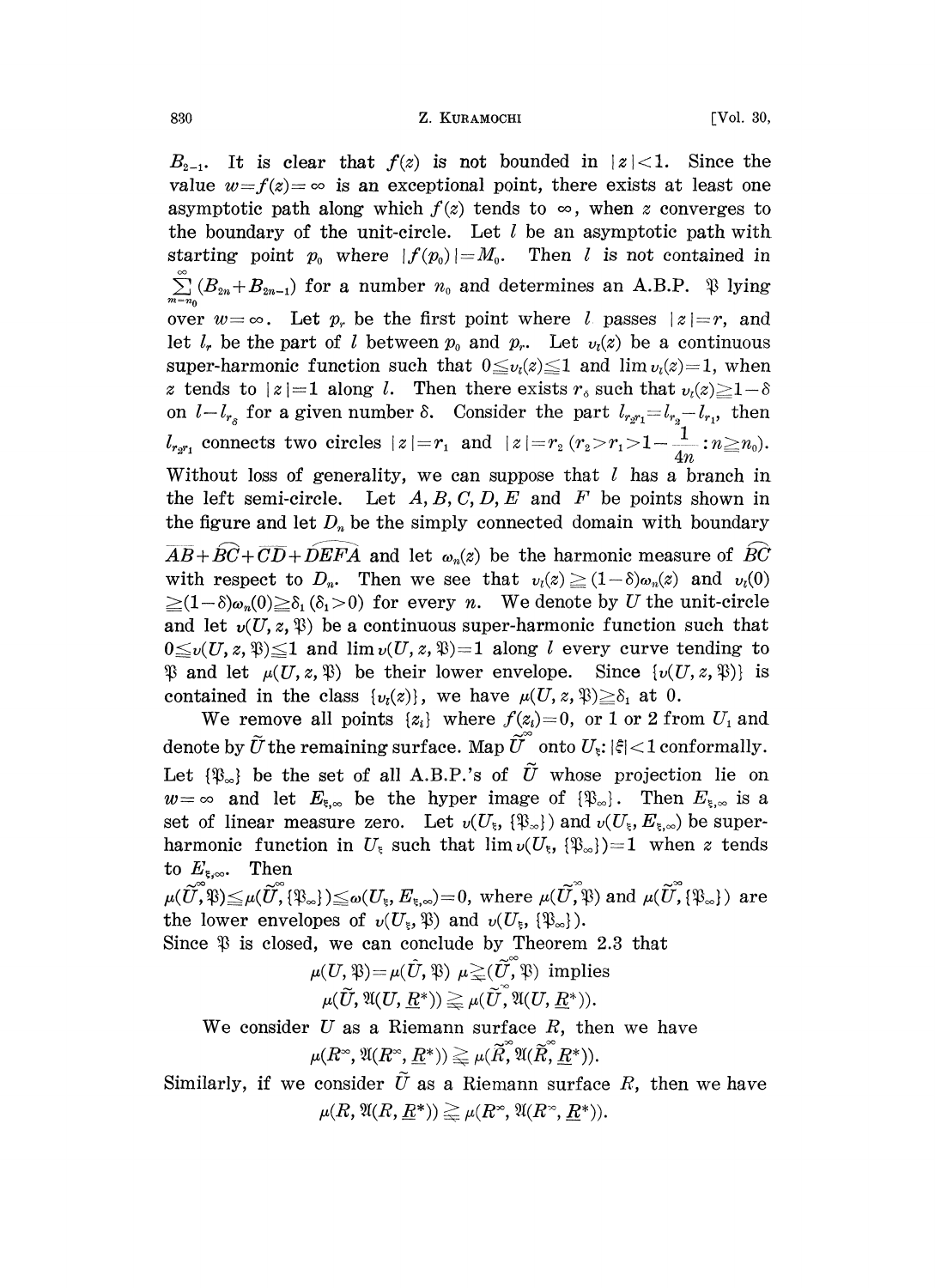$B_{2-1}$. It is clear that $f(z)$ is not bounded in $|z|<1$. Since the value $w=f(z)=\infty$ is an exceptional point, there exists at least one asymptotic path along which $f(z)$ tends to $\infty$, when $z$ converges to the boundary of the unit-circle. Let $l$ be an asymptotic path with starting point $p_0$ where $|f(p_0)|=M_0$. Then $l$ is not contained in $\sum_{m=n_0}^{\infty}(B_{2n}+B_{2n-1})$ for a number $n_0$ and determines an A.B.P. $\mathfrak{P}$ lying over $w=\infty$. Let $p_r$ be the first point where $l$ passes $|z|=r$, and let $l_r$ be the part of $l$ between $p_0$ and $p_r$. Let $v_l(z)$ be a continuous super-harmonic function such that $0\leqq v_l(z)\leqq 1$ and $\lim v_l(z)=1$, when $z$ tends to $|z|=1$ along $l$. Then there exists $r_\delta$ such that $v_l(z)\geqq 1-\delta$ on $l-l_{r_\delta}$ for a given number $\delta$. Consider the part $l_{r_2r_1}=l_{r_2}-l_{r_1}$, then $l_{r_2r_1}$ connects two circles $|z|=r_1$ and $|z|=r_2$ $(r_2>r_1>1-\frac{1}{4n}:n\geqq n_0)$. Without loss of generality, we can suppose that $l$ has a branch in the left semi-circle. Let $A, B, C, D, E$ and $F$ be points shown in the figure and let $D_n$ be the simply connected domain with boundary $\overline{AB}+\widehat{BC}+\overline{CD}+\widehat{DEFA}$ and let $\omega_n(z)$ be the harmonic measure of $\widehat{BC}$ with respect to $D_n$. Then we see that $v_l(z)\geqq(1-\delta)\omega_n(z)$ and $v_l(0)\geqq(1-\delta)\omega_n(0)\geqq\delta_1$ $(\delta_1>0)$ for every $n$. We denote by $U$ the unit-circle and let $v(U,z,\mathfrak{P})$ be a continuous super-harmonic function such that $0\leqq v(U,z,\mathfrak{P})\leqq 1$ and $\lim v(U,z,\mathfrak{P})=1$ along $l$ every curve tending to $\mathfrak{P}$ and let $\mu(U,z,\mathfrak{P})$ be their lower envelope. Since $\{v(U,z,\mathfrak{P})\}$ is contained in the class $\{v_l(z)\}$, we have $\mu(U,z,\mathfrak{P})\geqq\delta_1$ at 0.

We remove all points $\{z_i\}$ where $f(z_i)=0$, or 1 or 2 from $U_1$ and denote by $\tilde{U}$ the remaining surface. Map $\tilde{U}^{\infty}$ onto $U_\xi$: $|\xi|<1$ conformally. Let $\{\mathfrak{P}_\infty\}$ be the set of all A.B.P.'s of $\tilde{U}$ whose projection lie on $w=\infty$ and let $E_{\xi,\infty}$ be the hyper image of $\{\mathfrak{P}_\infty\}$. Then $E_{\xi,\infty}$ is a set of linear measure zero. Let $v(U_\xi,\{\mathfrak{P}_\infty\})$ and $v(U_\xi,E_{\xi,\infty})$ be super-harmonic function in $U_\xi$ such that $\lim v(U_\xi,\{\mathfrak{P}_\infty\})=1$ when $z$ tends to $E_{\xi,\infty}$. Then

$\mu(\tilde{U}^{\infty},\mathfrak{P})\leqq\mu(\tilde{U}^{\infty},\{\mathfrak{P}_\infty\})\leqq\omega(U_\xi,E_{\xi,\infty})=0$, where $\mu(\tilde{U}^{\infty},\mathfrak{P})$ and $\mu(\tilde{U}^{\infty},\{\mathfrak{P}_\infty\})$ are the lower envelopes of $v(U_\xi,\mathfrak{P})$ and $v(U_\xi,\{\mathfrak{P}_\infty\})$.

Since $\mathfrak{P}$ is closed, we can conclude by Theorem 2.3 that

$$\mu(U,\mathfrak{P})=\mu(\tilde{U},\mathfrak{P})\ \mu\gneqq(\tilde{U}^{\infty},\mathfrak{P})\ \text{implies}$$

$$\mu(\tilde{U},\mathfrak{A}(U,\underline{R}^*))\gneqq\mu(\tilde{U}^{\infty},\mathfrak{A}(U,\underline{R}^*)).$$

We consider $U$ as a Riemann surface $R$, then we have

$$\mu(R^\infty,\mathfrak{A}(R^\infty,\underline{R}^*))\gneqq\mu(\tilde{R}^{\infty},\mathfrak{A}(\tilde{R}^{\infty},\underline{R}^*)).$$

Similarly, if we consider $\tilde{U}$ as a Riemann surface $R$, then we have

$$\mu(R,\mathfrak{A}(R,\underline{R}^*))\gneqq\mu(R^\infty,\mathfrak{A}(R^\infty,\underline{R}^*)).$$